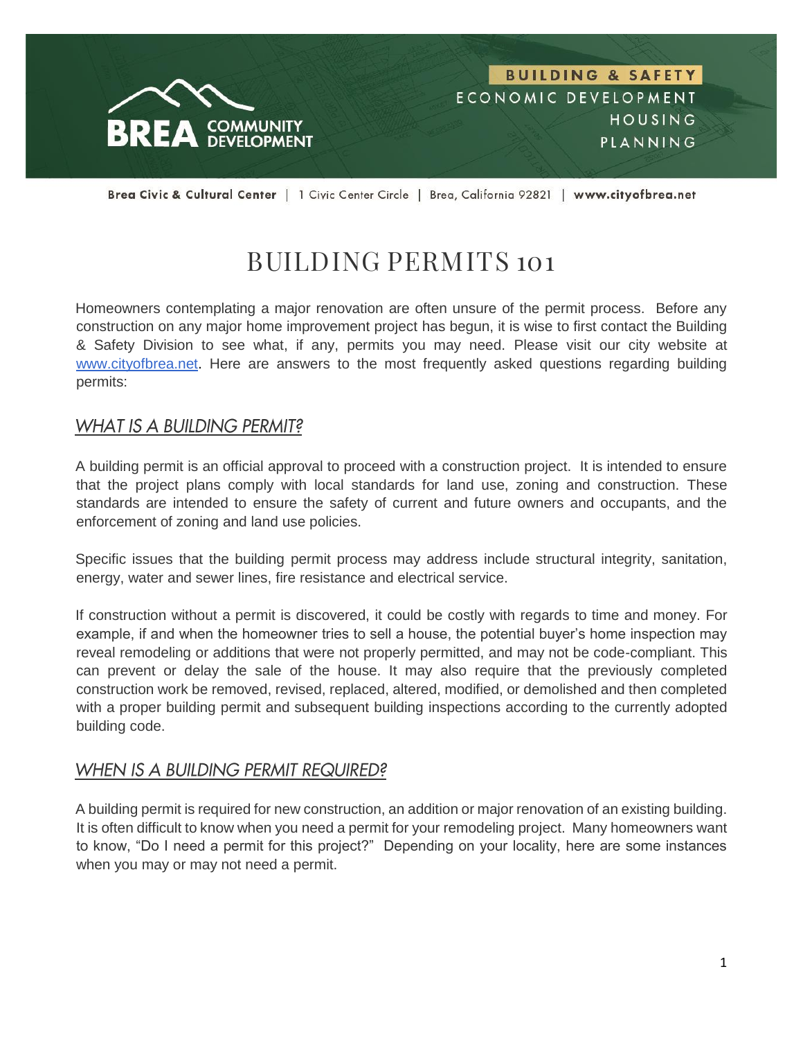BREA COMMUNITY DEVELOPMENT

BUILDING & SAFETY
ECONOMIC DEVELOPMENT
HOUSING
PLANNING

**Brea Civic & Cultural Center** | 1 Civic Center Circle | Brea, California 92821 | **www.cityofbrea.net**

# BUILDING PERMITS 101

Homeowners contemplating a major renovation are often unsure of the permit process. Before any construction on any major home improvement project has begun, it is wise to first contact the Building & Safety Division to see what, if any, permits you may need. Please visit our city website at www.cityofbrea.net. Here are answers to the most frequently asked questions regarding building permits:

## *WHAT IS A BUILDING PERMIT?*

A building permit is an official approval to proceed with a construction project. It is intended to ensure that the project plans comply with local standards for land use, zoning and construction. These standards are intended to ensure the safety of current and future owners and occupants, and the enforcement of zoning and land use policies.

Specific issues that the building permit process may address include structural integrity, sanitation, energy, water and sewer lines, fire resistance and electrical service.

If construction without a permit is discovered, it could be costly with regards to time and money. For example, if and when the homeowner tries to sell a house, the potential buyer's home inspection may reveal remodeling or additions that were not properly permitted, and may not be code-compliant. This can prevent or delay the sale of the house. It may also require that the previously completed construction work be removed, revised, replaced, altered, modified, or demolished and then completed with a proper building permit and subsequent building inspections according to the currently adopted building code.

## *WHEN IS A BUILDING PERMIT REQUIRED?*

A building permit is required for new construction, an addition or major renovation of an existing building. It is often difficult to know when you need a permit for your remodeling project. Many homeowners want to know, "Do I need a permit for this project?" Depending on your locality, here are some instances when you may or may not need a permit.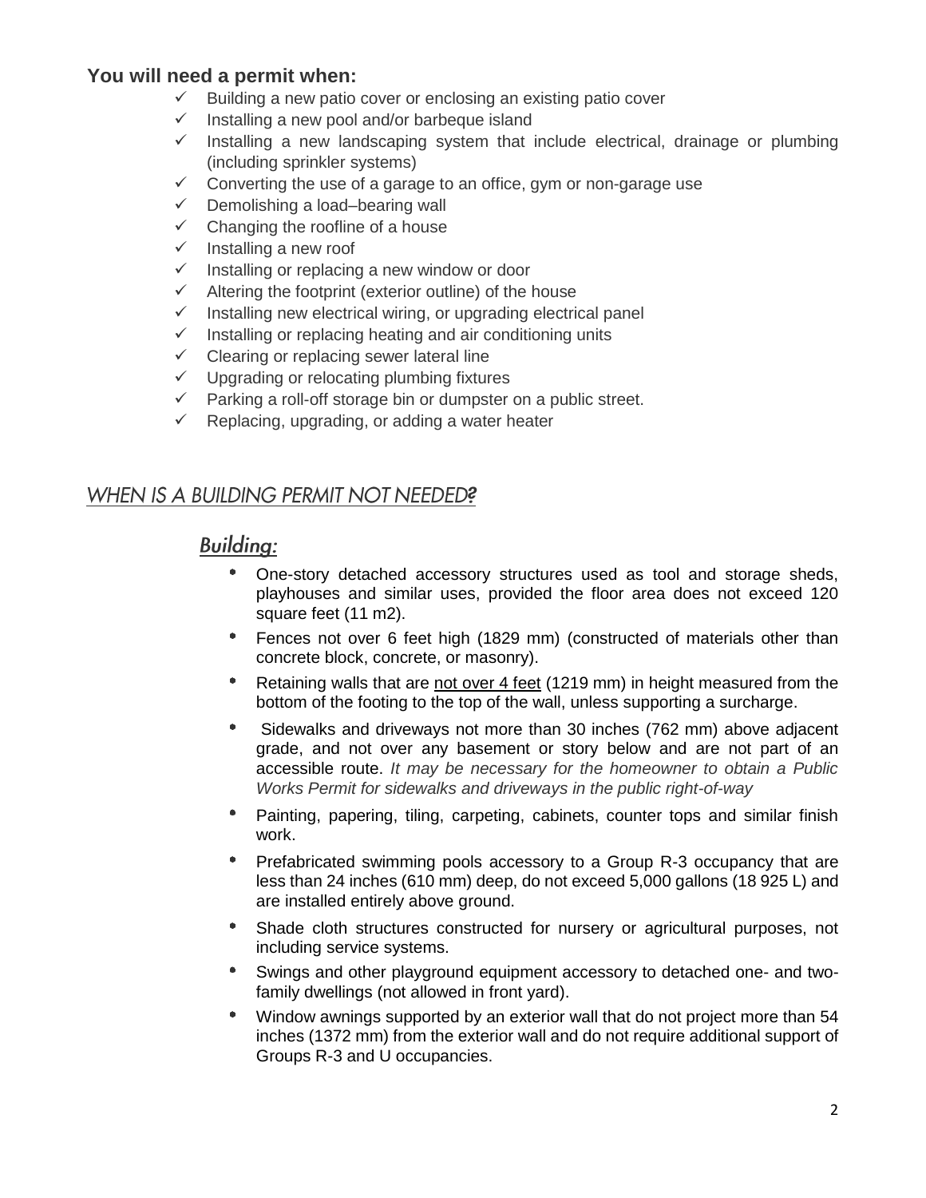**You will need a permit when:**

- Building a new patio cover or enclosing an existing patio cover
- Installing a new pool and/or barbeque island
- Installing a new landscaping system that include electrical, drainage or plumbing (including sprinkler systems)
- Converting the use of a garage to an office, gym or non-garage use
- Demolishing a load–bearing wall
- Changing the roofline of a house
- Installing a new roof
- Installing or replacing a new window or door
- Altering the footprint (exterior outline) of the house
- Installing new electrical wiring, or upgrading electrical panel
- Installing or replacing heating and air conditioning units
- Clearing or replacing sewer lateral line
- Upgrading or relocating plumbing fixtures
- Parking a roll-off storage bin or dumpster on a public street.
- Replacing, upgrading, or adding a water heater

## *WHEN IS A BUILDING PERMIT NOT NEEDED?*

### Building:

- One-story detached accessory structures used as tool and storage sheds, playhouses and similar uses, provided the floor area does not exceed 120 square feet (11 m2).
- Fences not over 6 feet high (1829 mm) (constructed of materials other than concrete block, concrete, or masonry).
- Retaining walls that are <u>not over 4 feet</u> (1219 mm) in height measured from the bottom of the footing to the top of the wall, unless supporting a surcharge.
- Sidewalks and driveways not more than 30 inches (762 mm) above adjacent grade, and not over any basement or story below and are not part of an accessible route. *It may be necessary for the homeowner to obtain a Public Works Permit for sidewalks and driveways in the public right-of-way*
- Painting, papering, tiling, carpeting, cabinets, counter tops and similar finish work.
- Prefabricated swimming pools accessory to a Group R-3 occupancy that are less than 24 inches (610 mm) deep, do not exceed 5,000 gallons (18 925 L) and are installed entirely above ground.
- Shade cloth structures constructed for nursery or agricultural purposes, not including service systems.
- Swings and other playground equipment accessory to detached one- and two-family dwellings (not allowed in front yard).
- Window awnings supported by an exterior wall that do not project more than 54 inches (1372 mm) from the exterior wall and do not require additional support of Groups R-3 and U occupancies.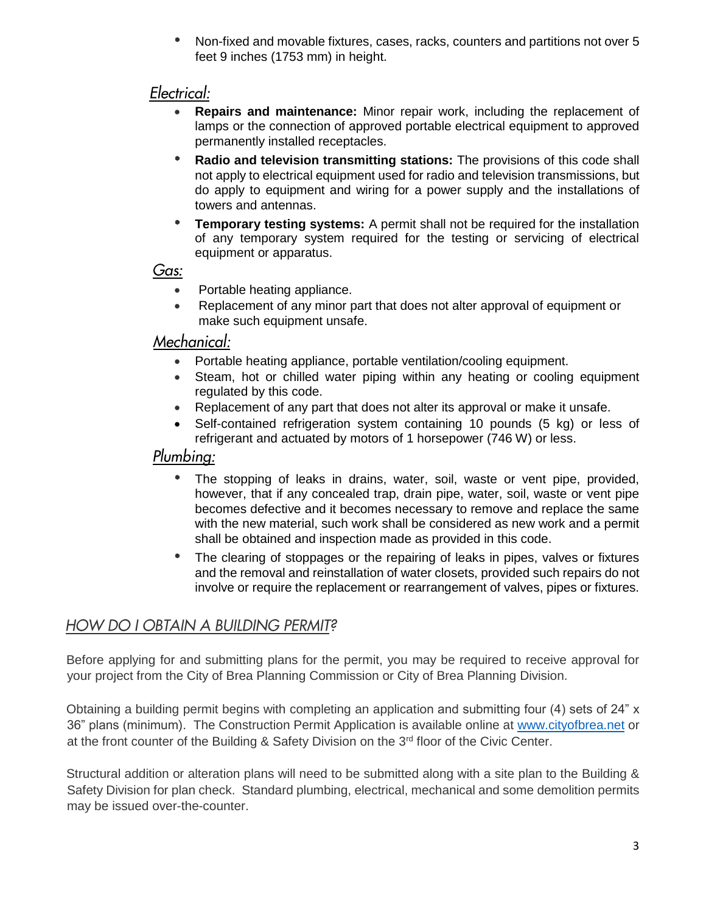- Non-fixed and movable fixtures, cases, racks, counters and partitions not over 5 feet 9 inches (1753 mm) in height.

### *Electrical:*

- **Repairs and maintenance:** Minor repair work, including the replacement of lamps or the connection of approved portable electrical equipment to approved permanently installed receptacles.
- **Radio and television transmitting stations:** The provisions of this code shall not apply to electrical equipment used for radio and television transmissions, but do apply to equipment and wiring for a power supply and the installations of towers and antennas.
- **Temporary testing systems:** A permit shall not be required for the installation of any temporary system required for the testing or servicing of electrical equipment or apparatus.

### *Gas:*

- Portable heating appliance.
- Replacement of any minor part that does not alter approval of equipment or make such equipment unsafe.

### *Mechanical:*

- Portable heating appliance, portable ventilation/cooling equipment.
- Steam, hot or chilled water piping within any heating or cooling equipment regulated by this code.
- Replacement of any part that does not alter its approval or make it unsafe.
- Self-contained refrigeration system containing 10 pounds (5 kg) or less of refrigerant and actuated by motors of 1 horsepower (746 W) or less.

### *Plumbing:*

- The stopping of leaks in drains, water, soil, waste or vent pipe, provided, however, that if any concealed trap, drain pipe, water, soil, waste or vent pipe becomes defective and it becomes necessary to remove and replace the same with the new material, such work shall be considered as new work and a permit shall be obtained and inspection made as provided in this code.
- The clearing of stoppages or the repairing of leaks in pipes, valves or fixtures and the removal and reinstallation of water closets, provided such repairs do not involve or require the replacement or rearrangement of valves, pipes or fixtures.

## *HOW DO I OBTAIN A BUILDING PERMIT?*

Before applying for and submitting plans for the permit, you may be required to receive approval for your project from the City of Brea Planning Commission or City of Brea Planning Division.

Obtaining a building permit begins with completing an application and submitting four (4) sets of 24" x 36" plans (minimum). The Construction Permit Application is available online at [www.cityofbrea.net](http://www.cityofbrea.net) or at the front counter of the Building & Safety Division on the 3rd floor of the Civic Center.

Structural addition or alteration plans will need to be submitted along with a site plan to the Building & Safety Division for plan check. Standard plumbing, electrical, mechanical and some demolition permits may be issued over-the-counter.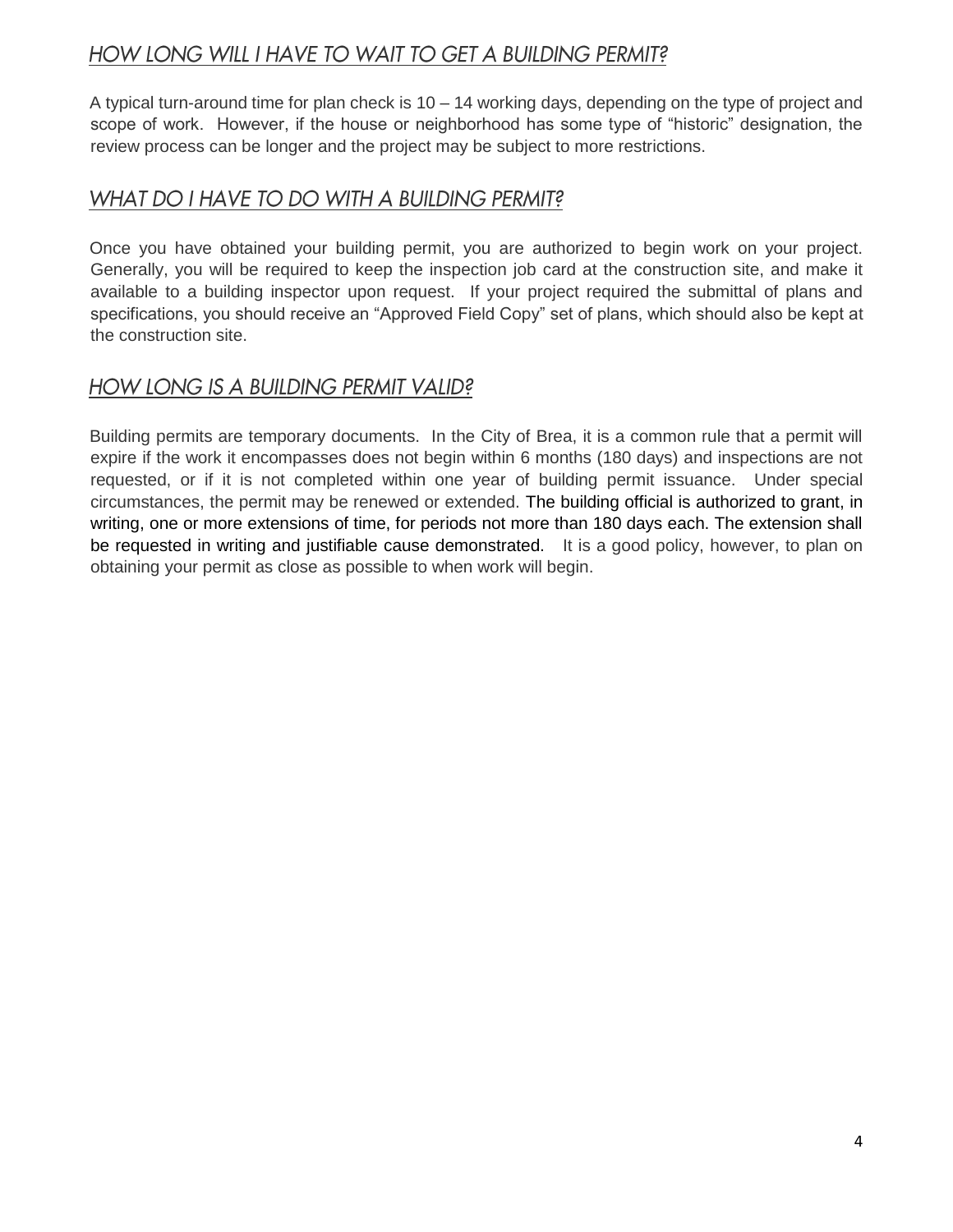## *HOW LONG WILL I HAVE TO WAIT TO GET A BUILDING PERMIT?*

A typical turn-around time for plan check is 10 – 14 working days, depending on the type of project and scope of work. However, if the house or neighborhood has some type of "historic" designation, the review process can be longer and the project may be subject to more restrictions.

## *WHAT DO I HAVE TO DO WITH A BUILDING PERMIT?*

Once you have obtained your building permit, you are authorized to begin work on your project. Generally, you will be required to keep the inspection job card at the construction site, and make it available to a building inspector upon request. If your project required the submittal of plans and specifications, you should receive an "Approved Field Copy" set of plans, which should also be kept at the construction site.

## *HOW LONG IS A BUILDING PERMIT VALID?*

Building permits are temporary documents. In the City of Brea, it is a common rule that a permit will expire if the work it encompasses does not begin within 6 months (180 days) and inspections are not requested, or if it is not completed within one year of building permit issuance. Under special circumstances, the permit may be renewed or extended. The building official is authorized to grant, in writing, one or more extensions of time, for periods not more than 180 days each. The extension shall be requested in writing and justifiable cause demonstrated. It is a good policy, however, to plan on obtaining your permit as close as possible to when work will begin.